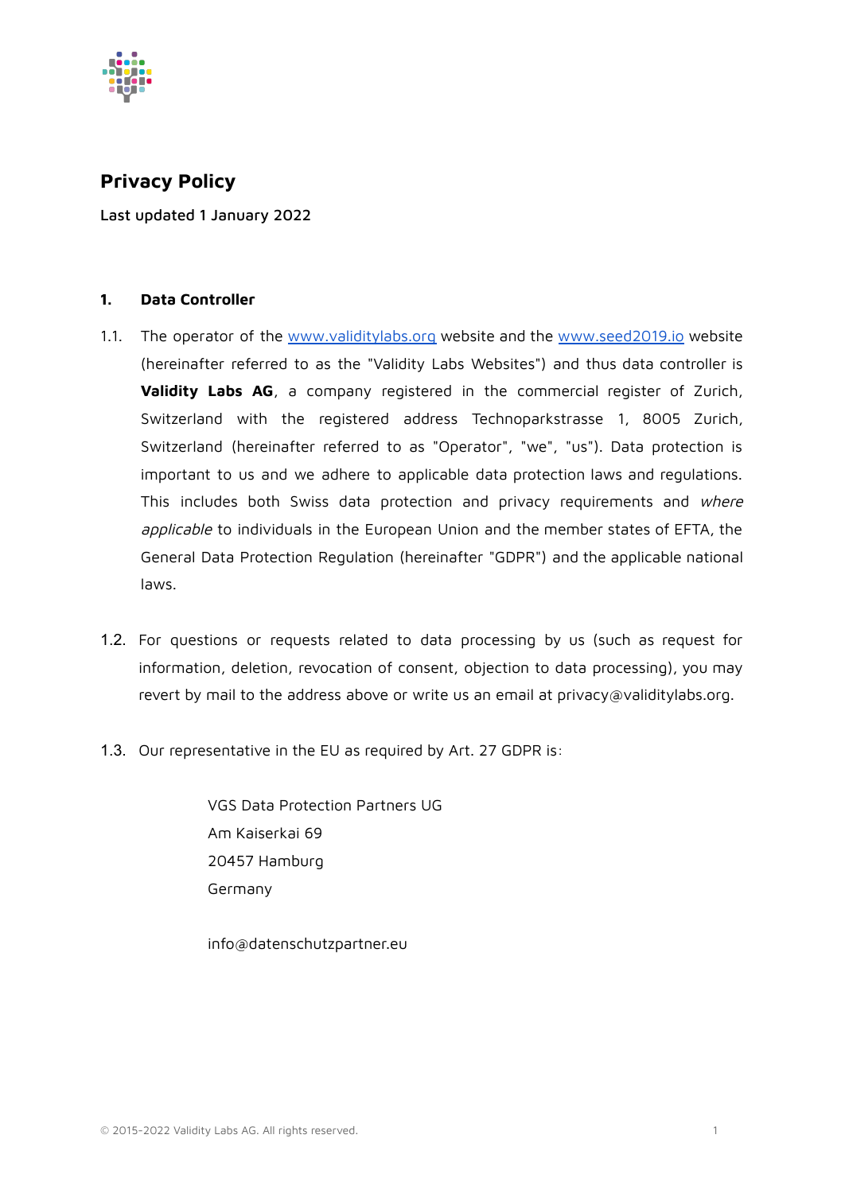# Privacy Policy

Last updated 1 January 2022

## 1. Data Controller

1.1. The operator of the [www.validitylabs.org](http://www.validitylabs.org) website and the [www.seed2019.io](http://www.seed2019.io) website (hereinafter referred to as the "Validity Labs Websites") and thus data controller is **Validity Labs AG**, a company registered in the commercial register of Zurich, Switzerland with the registered address Technoparkstrasse 1, 8005 Zurich, Switzerland (hereinafter referred to as "Operator", "we", "us"). Data protection is important to us and we adhere to applicable data protection laws and regulations. This includes both Swiss data protection and privacy requirements and *where applicable* to individuals in the European Union and the member states of EFTA, the General Data Protection Regulation (hereinafter "GDPR") and the applicable national laws.

1.2. For questions or requests related to data processing by us (such as request for information, deletion, revocation of consent, objection to data processing), you may revert by mail to the address above or write us an email at privacy@validitylabs.org.

1.3. Our representative in the EU as required by Art. 27 GDPR is:

VGS Data Protection Partners UG
Am Kaiserkai 69
20457 Hamburg
Germany

info@datenschutzpartner.eu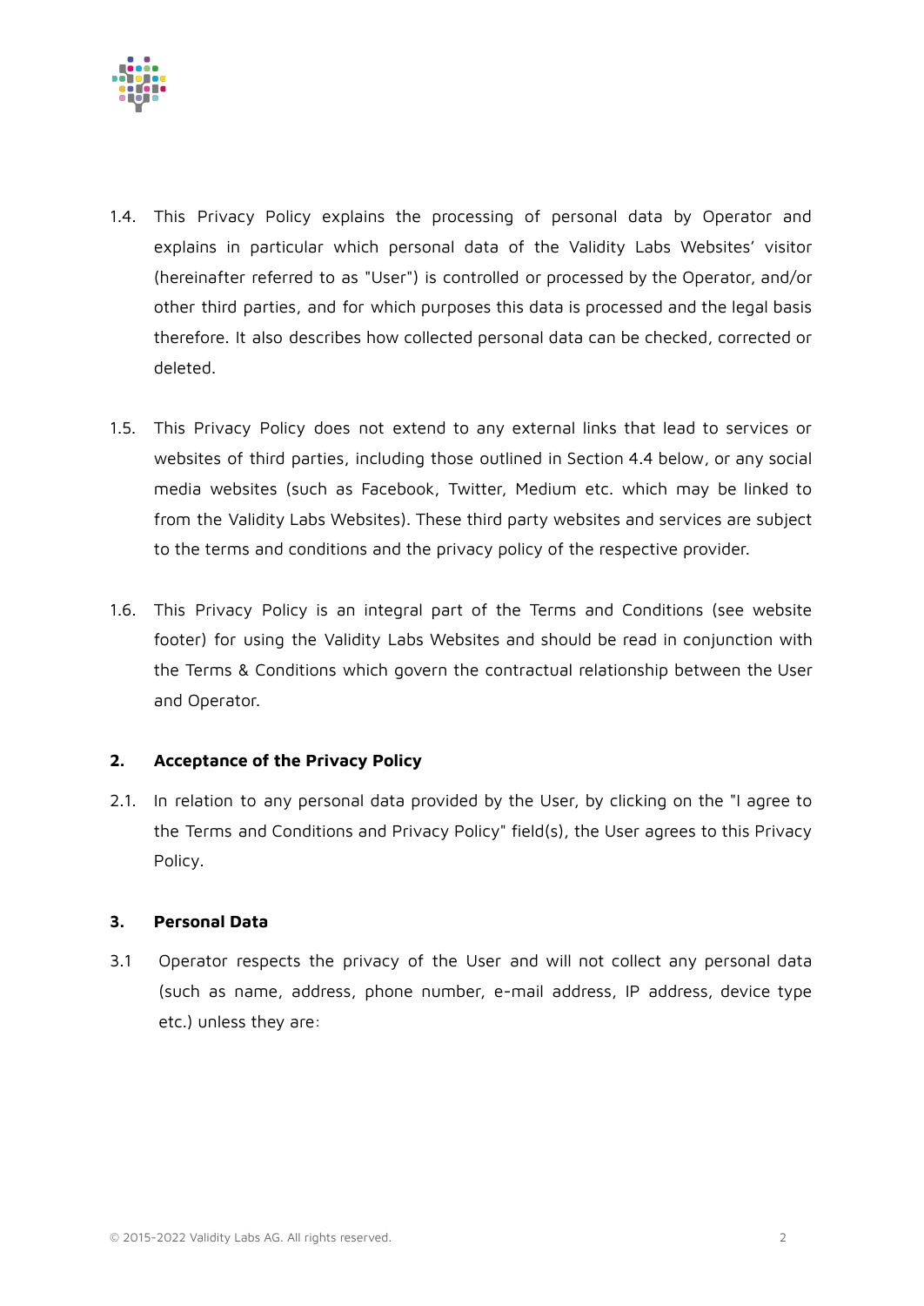1.4. This Privacy Policy explains the processing of personal data by Operator and explains in particular which personal data of the Validity Labs Websites' visitor (hereinafter referred to as "User") is controlled or processed by the Operator, and/or other third parties, and for which purposes this data is processed and the legal basis therefore. It also describes how collected personal data can be checked, corrected or deleted.

1.5. This Privacy Policy does not extend to any external links that lead to services or websites of third parties, including those outlined in Section 4.4 below, or any social media websites (such as Facebook, Twitter, Medium etc. which may be linked to from the Validity Labs Websites). These third party websites and services are subject to the terms and conditions and the privacy policy of the respective provider.

1.6. This Privacy Policy is an integral part of the Terms and Conditions (see website footer) for using the Validity Labs Websites and should be read in conjunction with the Terms & Conditions which govern the contractual relationship between the User and Operator.

## 2. Acceptance of the Privacy Policy

2.1. In relation to any personal data provided by the User, by clicking on the "I agree to the Terms and Conditions and Privacy Policy" field(s), the User agrees to this Privacy Policy.

## 3. Personal Data

3.1 Operator respects the privacy of the User and will not collect any personal data (such as name, address, phone number, e-mail address, IP address, device type etc.) unless they are: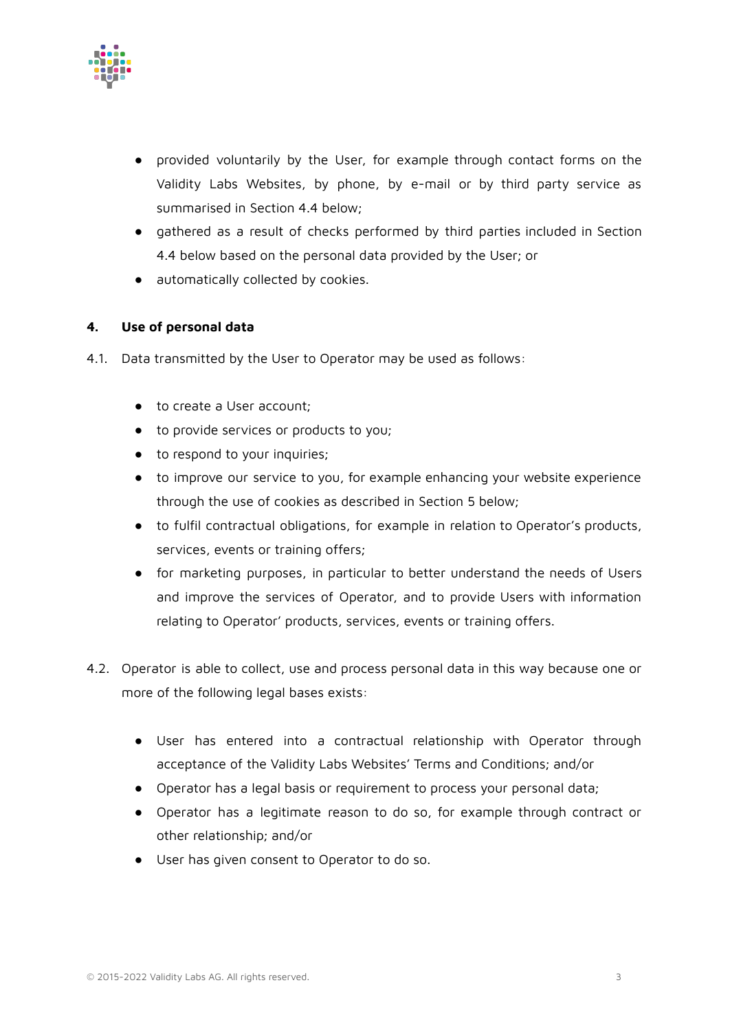- provided voluntarily by the User, for example through contact forms on the Validity Labs Websites, by phone, by e-mail or by third party service as summarised in Section 4.4 below;
- gathered as a result of checks performed by third parties included in Section 4.4 below based on the personal data provided by the User; or
- automatically collected by cookies.

## 4. Use of personal data

4.1. Data transmitted by the User to Operator may be used as follows:

- to create a User account;
- to provide services or products to you;
- to respond to your inquiries;
- to improve our service to you, for example enhancing your website experience through the use of cookies as described in Section 5 below;
- to fulfil contractual obligations, for example in relation to Operator's products, services, events or training offers;
- for marketing purposes, in particular to better understand the needs of Users and improve the services of Operator, and to provide Users with information relating to Operator' products, services, events or training offers.

4.2. Operator is able to collect, use and process personal data in this way because one or more of the following legal bases exists:

- User has entered into a contractual relationship with Operator through acceptance of the Validity Labs Websites' Terms and Conditions; and/or
- Operator has a legal basis or requirement to process your personal data;
- Operator has a legitimate reason to do so, for example through contract or other relationship; and/or
- User has given consent to Operator to do so.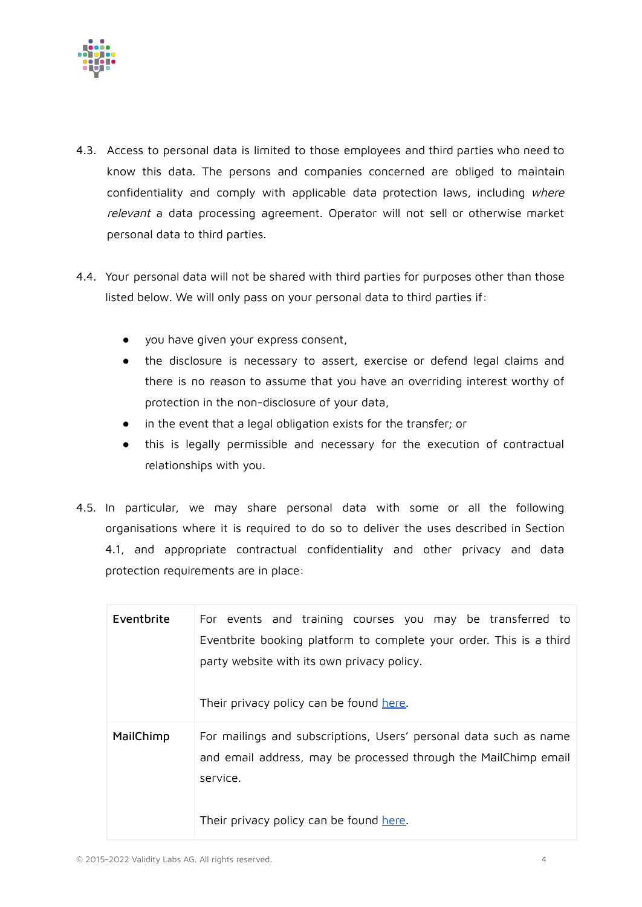4.3. Access to personal data is limited to those employees and third parties who need to know this data. The persons and companies concerned are obliged to maintain confidentiality and comply with applicable data protection laws, including *where relevant* a data processing agreement. Operator will not sell or otherwise market personal data to third parties.

4.4. Your personal data will not be shared with third parties for purposes other than those listed below. We will only pass on your personal data to third parties if:

- you have given your express consent,
- the disclosure is necessary to assert, exercise or defend legal claims and there is no reason to assume that you have an overriding interest worthy of protection in the non-disclosure of your data,
- in the event that a legal obligation exists for the transfer; or
- this is legally permissible and necessary for the execution of contractual relationships with you.

4.5. In particular, we may share personal data with some or all the following organisations where it is required to do so to deliver the uses described in Section 4.1, and appropriate contractual confidentiality and other privacy and data protection requirements are in place:

| | |
|---|---|
| **Eventbrite** | For events and training courses you may be transferred to Eventbrite booking platform to complete your order. This is a third party website with its own privacy policy.<br><br>Their privacy policy can be found here. |
| **MailChimp** | For mailings and subscriptions, Users' personal data such as name and email address, may be processed through the MailChimp email service.<br><br>Their privacy policy can be found here. |

© 2015-2022 Validity Labs AG. All rights reserved.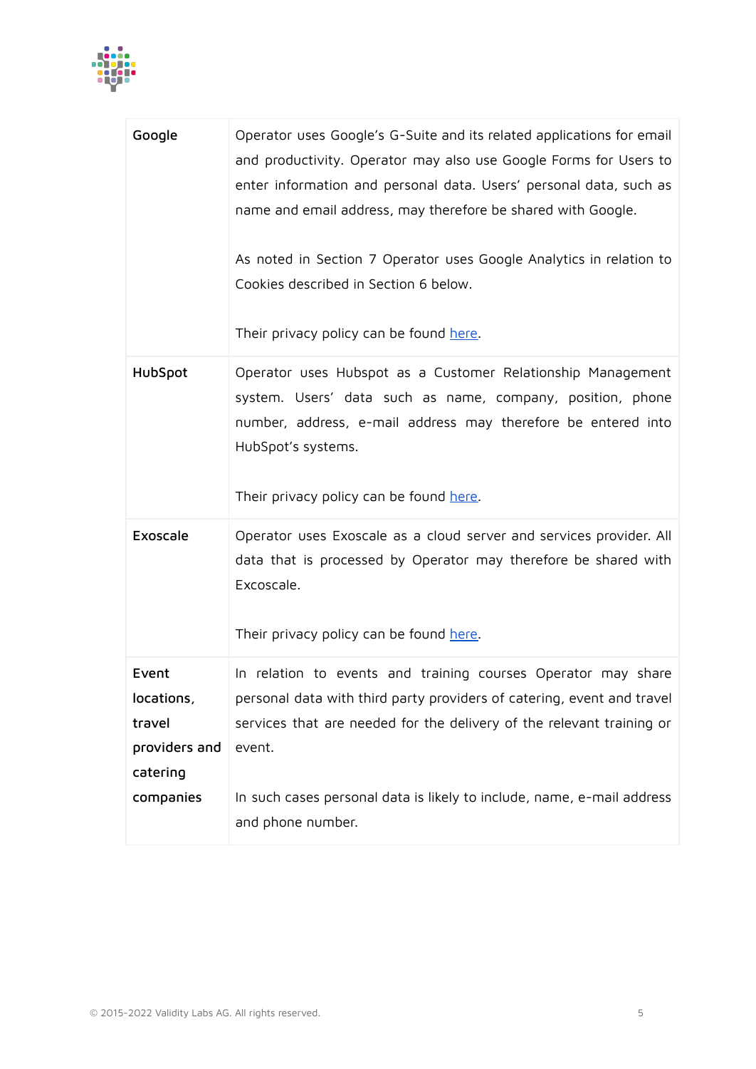| | |
|---|---|
| **Google** | Operator uses Google's G-Suite and its related applications for email and productivity. Operator may also use Google Forms for Users to enter information and personal data. Users' personal data, such as name and email address, may therefore be shared with Google.<br><br>As noted in Section 7 Operator uses Google Analytics in relation to Cookies described in Section 6 below.<br><br>Their privacy policy can be found here. |
| **HubSpot** | Operator uses Hubspot as a Customer Relationship Management system. Users' data such as name, company, position, phone number, address, e-mail address may therefore be entered into HubSpot's systems.<br><br>Their privacy policy can be found here. |
| **Exoscale** | Operator uses Exoscale as a cloud server and services provider. All data that is processed by Operator may therefore be shared with Excoscale.<br><br>Their privacy policy can be found here. |
| **Event locations, travel providers and catering companies** | In relation to events and training courses Operator may share personal data with third party providers of catering, event and travel services that are needed for the delivery of the relevant training or event.<br><br>In such cases personal data is likely to include, name, e-mail address and phone number. |

© 2015-2022 Validity Labs AG. All rights reserved.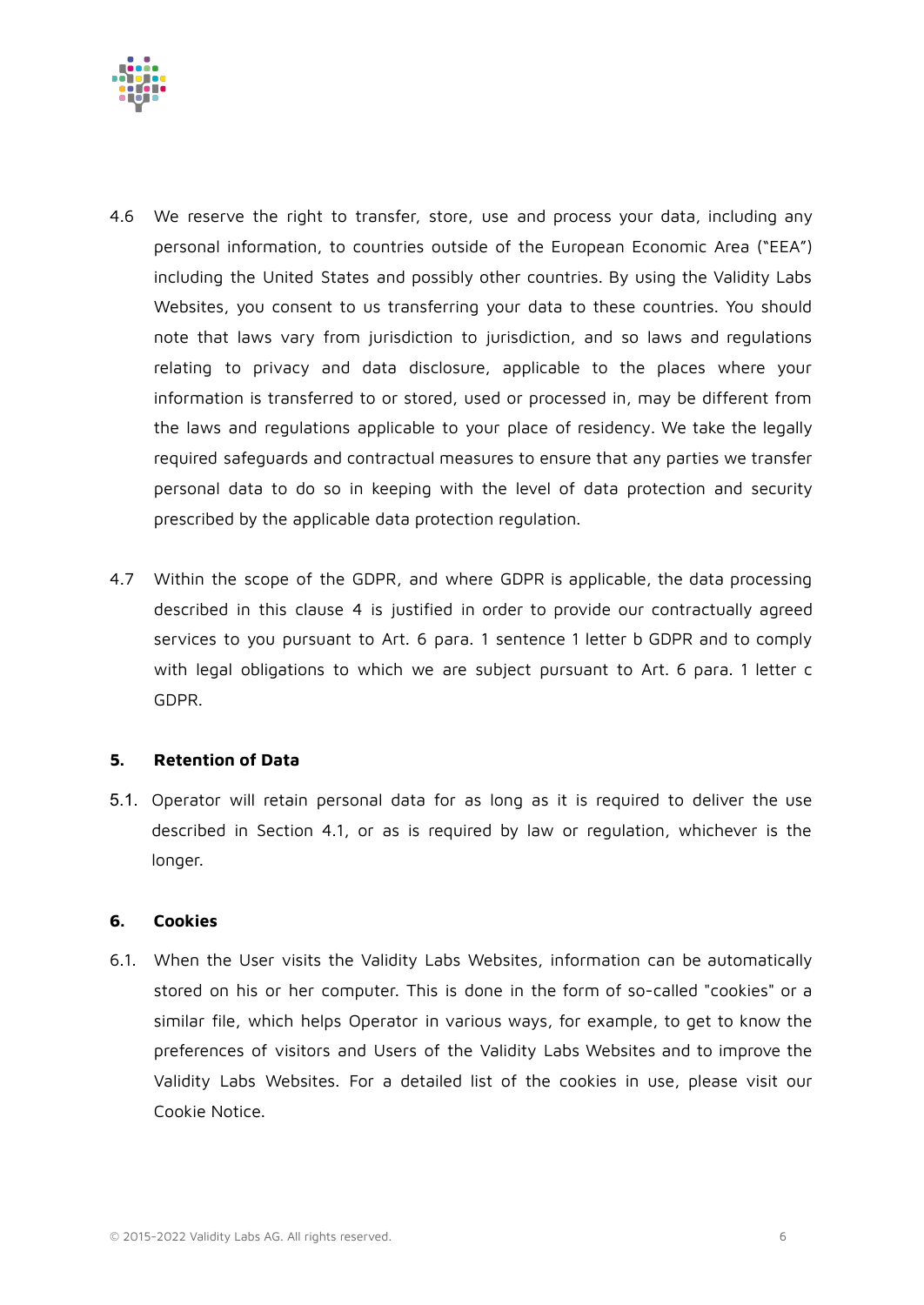4.6 We reserve the right to transfer, store, use and process your data, including any personal information, to countries outside of the European Economic Area ("EEA") including the United States and possibly other countries. By using the Validity Labs Websites, you consent to us transferring your data to these countries. You should note that laws vary from jurisdiction to jurisdiction, and so laws and regulations relating to privacy and data disclosure, applicable to the places where your information is transferred to or stored, used or processed in, may be different from the laws and regulations applicable to your place of residency. We take the legally required safeguards and contractual measures to ensure that any parties we transfer personal data to do so in keeping with the level of data protection and security prescribed by the applicable data protection regulation.

4.7 Within the scope of the GDPR, and where GDPR is applicable, the data processing described in this clause 4 is justified in order to provide our contractually agreed services to you pursuant to Art. 6 para. 1 sentence 1 letter b GDPR and to comply with legal obligations to which we are subject pursuant to Art. 6 para. 1 letter c GDPR.

## 5. Retention of Data

5.1. Operator will retain personal data for as long as it is required to deliver the use described in Section 4.1, or as is required by law or regulation, whichever is the longer.

## 6. Cookies

6.1. When the User visits the Validity Labs Websites, information can be automatically stored on his or her computer. This is done in the form of so-called "cookies" or a similar file, which helps Operator in various ways, for example, to get to know the preferences of visitors and Users of the Validity Labs Websites and to improve the Validity Labs Websites. For a detailed list of the cookies in use, please visit our Cookie Notice.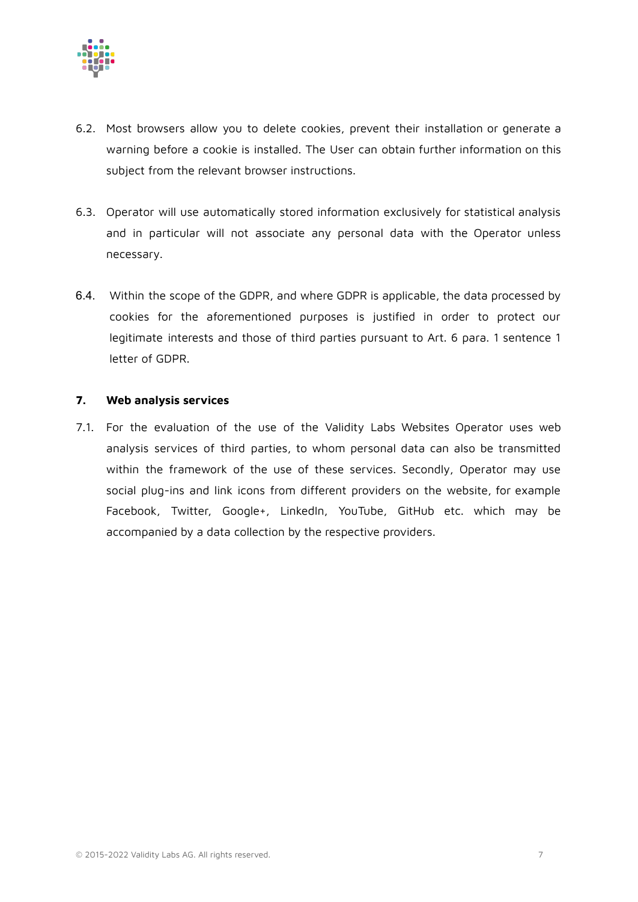6.2. Most browsers allow you to delete cookies, prevent their installation or generate a warning before a cookie is installed. The User can obtain further information on this subject from the relevant browser instructions.

6.3. Operator will use automatically stored information exclusively for statistical analysis and in particular will not associate any personal data with the Operator unless necessary.

6.4. Within the scope of the GDPR, and where GDPR is applicable, the data processed by cookies for the aforementioned purposes is justified in order to protect our legitimate interests and those of third parties pursuant to Art. 6 para. 1 sentence 1 letter of GDPR.

## 7. Web analysis services

7.1. For the evaluation of the use of the Validity Labs Websites Operator uses web analysis services of third parties, to whom personal data can also be transmitted within the framework of the use of these services. Secondly, Operator may use social plug-ins and link icons from different providers on the website, for example Facebook, Twitter, Google+, LinkedIn, YouTube, GitHub etc. which may be accompanied by a data collection by the respective providers.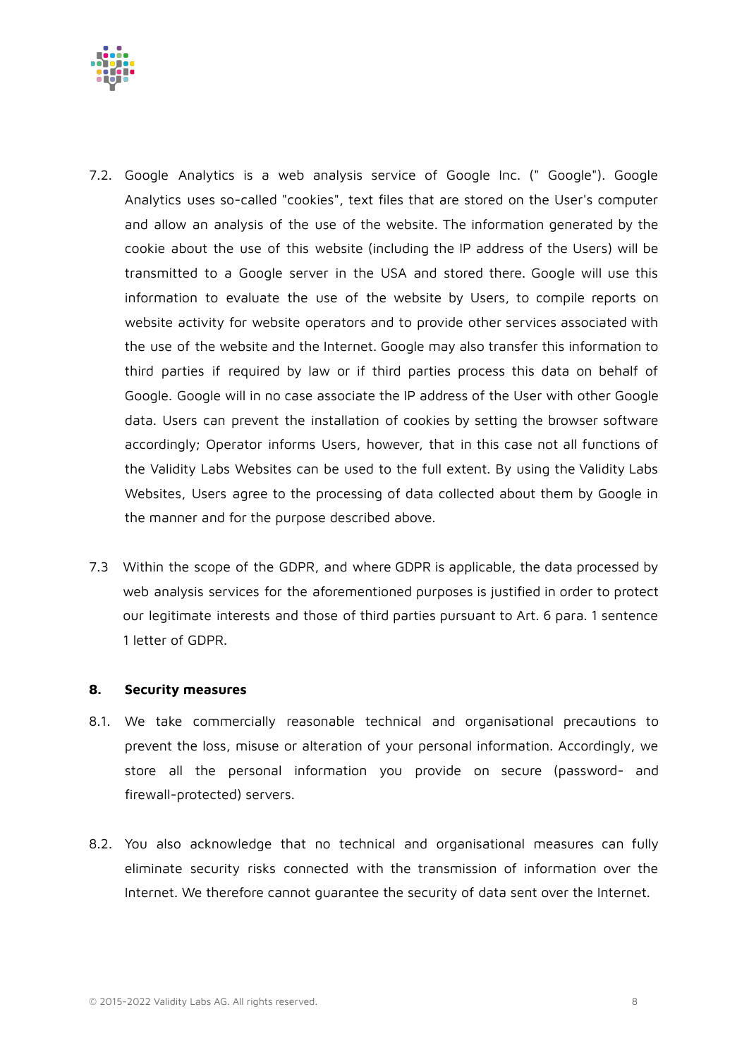7.2. Google Analytics is a web analysis service of Google Inc. (" Google"). Google Analytics uses so-called "cookies", text files that are stored on the User's computer and allow an analysis of the use of the website. The information generated by the cookie about the use of this website (including the IP address of the Users) will be transmitted to a Google server in the USA and stored there. Google will use this information to evaluate the use of the website by Users, to compile reports on website activity for website operators and to provide other services associated with the use of the website and the Internet. Google may also transfer this information to third parties if required by law or if third parties process this data on behalf of Google. Google will in no case associate the IP address of the User with other Google data. Users can prevent the installation of cookies by setting the browser software accordingly; Operator informs Users, however, that in this case not all functions of the Validity Labs Websites can be used to the full extent. By using the Validity Labs Websites, Users agree to the processing of data collected about them by Google in the manner and for the purpose described above.

7.3 Within the scope of the GDPR, and where GDPR is applicable, the data processed by web analysis services for the aforementioned purposes is justified in order to protect our legitimate interests and those of third parties pursuant to Art. 6 para. 1 sentence 1 letter of GDPR.

## 8. Security measures

8.1. We take commercially reasonable technical and organisational precautions to prevent the loss, misuse or alteration of your personal information. Accordingly, we store all the personal information you provide on secure (password- and firewall-protected) servers.

8.2. You also acknowledge that no technical and organisational measures can fully eliminate security risks connected with the transmission of information over the Internet. We therefore cannot guarantee the security of data sent over the Internet.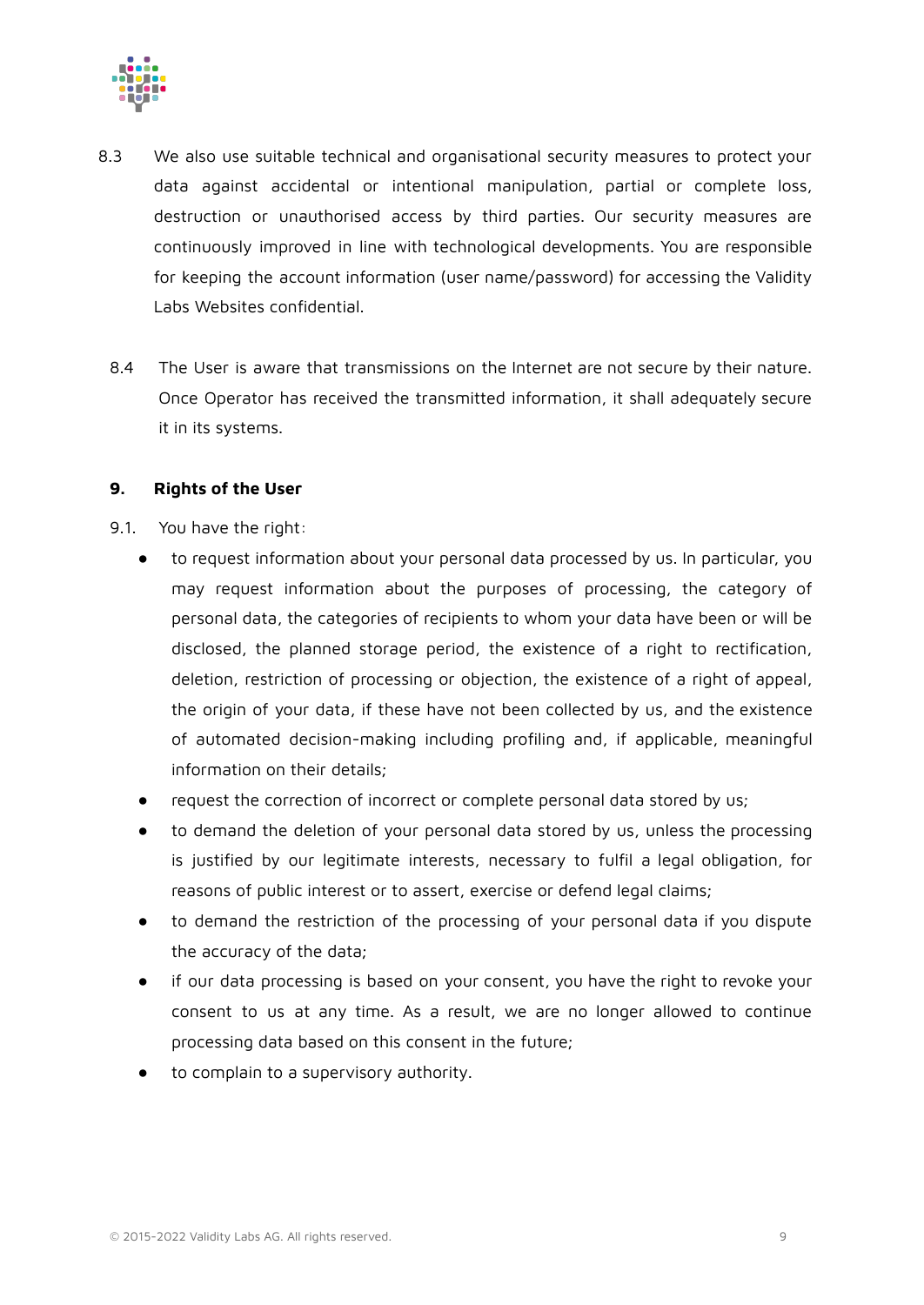8.3 We also use suitable technical and organisational security measures to protect your data against accidental or intentional manipulation, partial or complete loss, destruction or unauthorised access by third parties. Our security measures are continuously improved in line with technological developments. You are responsible for keeping the account information (user name/password) for accessing the Validity Labs Websites confidential.

8.4 The User is aware that transmissions on the Internet are not secure by their nature. Once Operator has received the transmitted information, it shall adequately secure it in its systems.

**9. Rights of the User**

9.1. You have the right:

- to request information about your personal data processed by us. In particular, you may request information about the purposes of processing, the category of personal data, the categories of recipients to whom your data have been or will be disclosed, the planned storage period, the existence of a right to rectification, deletion, restriction of processing or objection, the existence of a right of appeal, the origin of your data, if these have not been collected by us, and the existence of automated decision-making including profiling and, if applicable, meaningful information on their details;
- request the correction of incorrect or complete personal data stored by us;
- to demand the deletion of your personal data stored by us, unless the processing is justified by our legitimate interests, necessary to fulfil a legal obligation, for reasons of public interest or to assert, exercise or defend legal claims;
- to demand the restriction of the processing of your personal data if you dispute the accuracy of the data;
- if our data processing is based on your consent, you have the right to revoke your consent to us at any time. As a result, we are no longer allowed to continue processing data based on this consent in the future;
- to complain to a supervisory authority.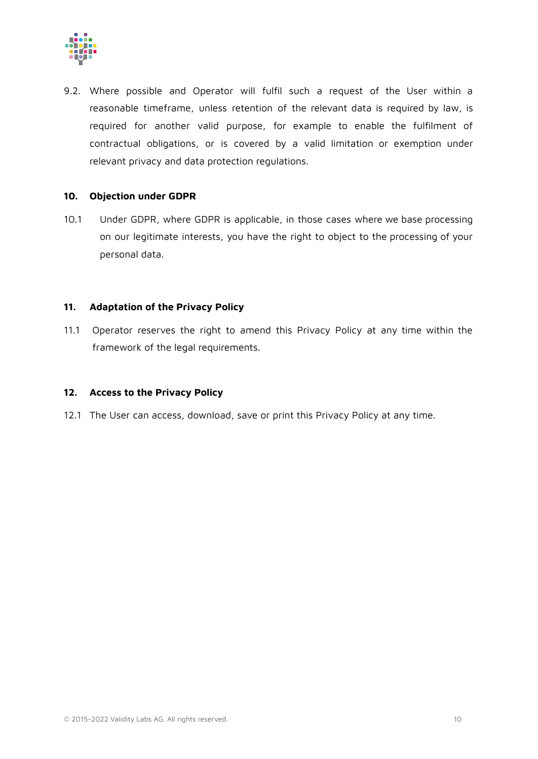9.2. Where possible and Operator will fulfil such a request of the User within a reasonable timeframe, unless retention of the relevant data is required by law, is required for another valid purpose, for example to enable the fulfilment of contractual obligations, or is covered by a valid limitation or exemption under relevant privacy and data protection regulations.

## 10. Objection under GDPR

10.1 Under GDPR, where GDPR is applicable, in those cases where we base processing on our legitimate interests, you have the right to object to the processing of your personal data.

## 11. Adaptation of the Privacy Policy

11.1 Operator reserves the right to amend this Privacy Policy at any time within the framework of the legal requirements.

## 12. Access to the Privacy Policy

12.1 The User can access, download, save or print this Privacy Policy at any time.

© 2015-2022 Validity Labs AG. All rights reserved.